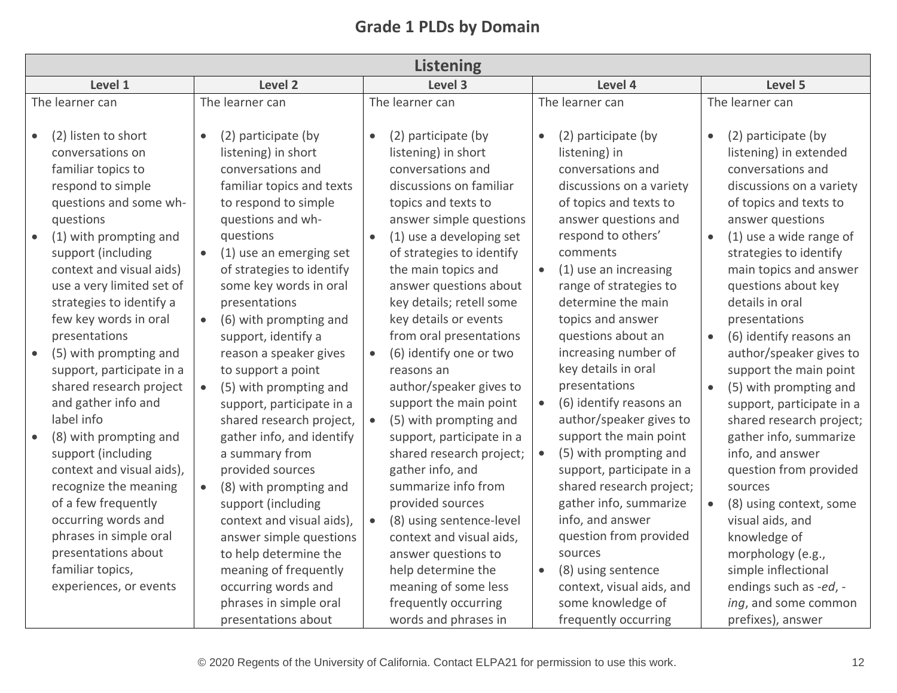## Grade 1 PLDs by Domain

| Listening | | | | |
|---|---|---|---|---|
| **Level 1** | **Level 2** | **Level 3** | **Level 4** | **Level 5** |
| The learner can<br><br>• (2) listen to short conversations on familiar topics to respond to simple questions and some wh-questions<br>• (1) with prompting and support (including context and visual aids) use a very limited set of strategies to identify a few key words in oral presentations<br>• (5) with prompting and support, participate in a shared research project and gather info and label info<br>• (8) with prompting and support (including context and visual aids), recognize the meaning of a few frequently occurring words and phrases in simple oral presentations about familiar topics, experiences, or events | The learner can<br><br>• (2) participate (by listening) in short conversations and familiar topics and texts to respond to simple questions and wh-questions<br>• (1) use an emerging set of strategies to identify some key words in oral presentations<br>• (6) with prompting and support, identify a reason a speaker gives to support a point<br>• (5) with prompting and support, participate in a shared research project, gather info, and identify a summary from provided sources<br>• (8) with prompting and support (including context and visual aids), answer simple questions to help determine the meaning of frequently occurring words and phrases in simple oral presentations about | The learner can<br><br>• (2) participate (by listening) in short conversations and discussions on familiar topics and texts to answer simple questions<br>• (1) use a developing set of strategies to identify the main topics and answer questions about key details; retell some key details or events from oral presentations<br>• (6) identify one or two reasons an author/speaker gives to support the main point<br>• (5) with prompting and support, participate in a shared research project; gather info, and summarize info from provided sources<br>• (8) using sentence-level context and visual aids, answer questions to help determine the meaning of some less frequently occurring words and phrases in | The learner can<br><br>• (2) participate (by listening) in conversations and discussions on a variety of topics and texts to answer questions and respond to others' comments<br>• (1) use an increasing range of strategies to determine the main topics and answer questions about an increasing number of key details in oral presentations<br>• (6) identify reasons an author/speaker gives to support the main point<br>• (5) with prompting and support, participate in a shared research project; gather info, summarize info, and answer question from provided sources<br>• (8) using sentence context, visual aids, and some knowledge of frequently occurring | The learner can<br><br>• (2) participate (by listening) in extended conversations and discussions on a variety of topics and texts to answer questions<br>• (1) use a wide range of strategies to identify main topics and answer questions about key details in oral presentations<br>• (6) identify reasons an author/speaker gives to support the main point<br>• (5) with prompting and support, participate in a shared research project; gather info, summarize info, and answer question from provided sources<br>• (8) using context, some visual aids, and knowledge of morphology (e.g., simple inflectional endings such as *-ed*, *-ing*, and some common prefixes), answer |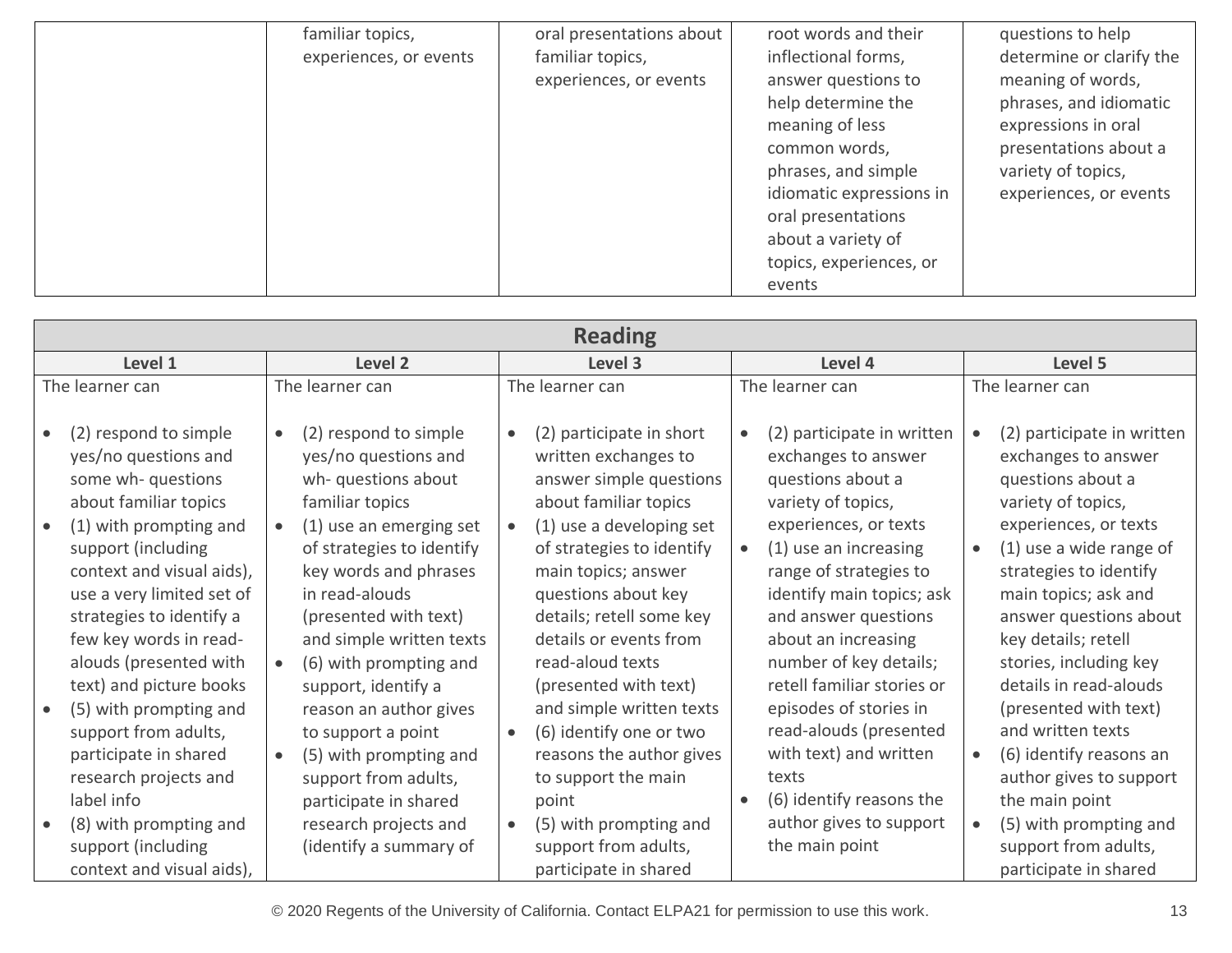| | | | | |
|---|---|---|---|---|
| | familiar topics, experiences, or events | oral presentations about familiar topics, experiences, or events | root words and their inflectional forms, answer questions to help determine the meaning of less common words, phrases, and simple idiomatic expressions in oral presentations about a variety of topics, experiences, or events | questions to help determine or clarify the meaning of words, phrases, and idiomatic expressions in oral presentations about a variety of topics, experiences, or events |

| **Reading** | | | | |
|---|---|---|---|---|
| **Level 1** | **Level 2** | **Level 3** | **Level 4** | **Level 5** |
| The learner can<br><br>• (2) respond to simple yes/no questions and some wh- questions about familiar topics<br>• (1) with prompting and support (including context and visual aids), use a very limited set of strategies to identify a few key words in read-alouds (presented with text) and picture books<br>• (5) with prompting and support from adults, participate in shared research projects and label info<br>• (8) with prompting and support (including context and visual aids), | The learner can<br><br>• (2) respond to simple yes/no questions and wh- questions about familiar topics<br>• (1) use an emerging set of strategies to identify key words and phrases in read-alouds (presented with text) and simple written texts<br>• (6) with prompting and support, identify a reason an author gives to support a point<br>• (5) with prompting and support from adults, participate in shared research projects and (identify a summary of | The learner can<br><br>• (2) participate in short written exchanges to answer simple questions about familiar topics<br>• (1) use a developing set of strategies to identify main topics; answer questions about key details; retell some key details or events from read-aloud texts (presented with text) and simple written texts<br>• (6) identify one or two reasons the author gives to support the main point<br>• (5) with prompting and support from adults, participate in shared | The learner can<br><br>• (2) participate in written exchanges to answer questions about a variety of topics, experiences, or texts<br>• (1) use an increasing range of strategies to identify main topics; ask and answer questions about an increasing number of key details; retell familiar stories or episodes of stories in read-alouds (presented with text) and written texts<br>• (6) identify reasons the author gives to support the main point | The learner can<br><br>• (2) participate in written exchanges to answer questions about a variety of topics, experiences, or texts<br>• (1) use a wide range of strategies to identify main topics; ask and answer questions about key details; retell stories, including key details in read-alouds (presented with text) and written texts<br>• (6) identify reasons an author gives to support the main point<br>• (5) with prompting and support from adults, participate in shared |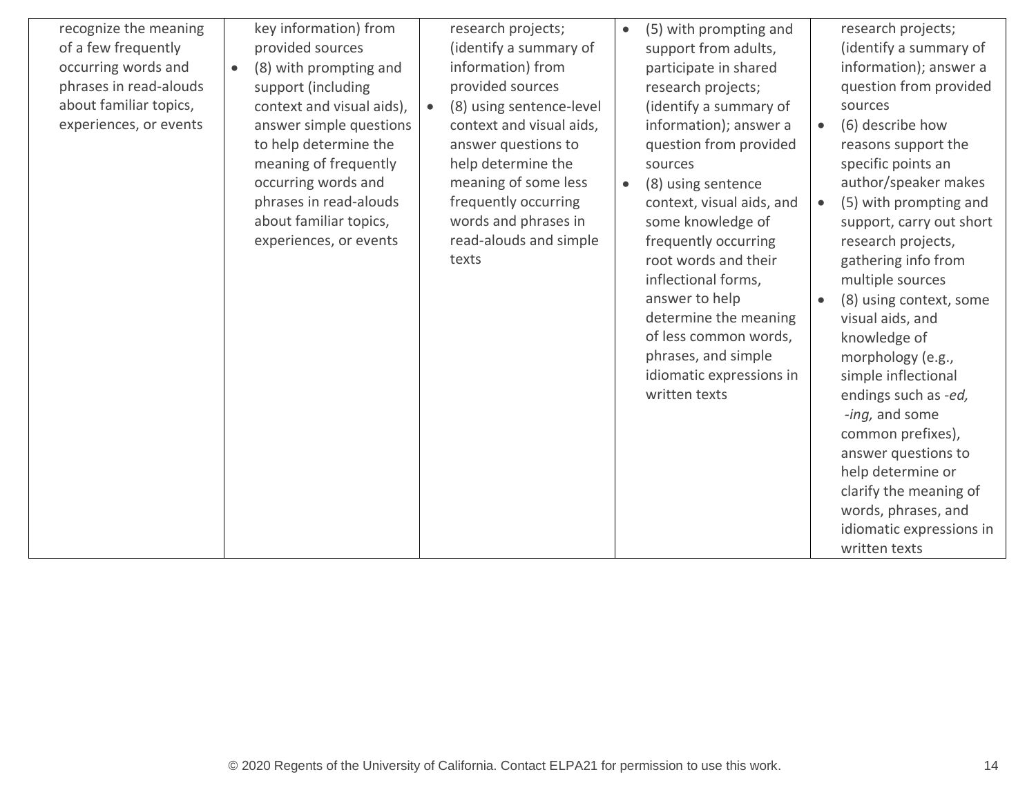| | | | | |
|---|---|---|---|---|
| recognize the meaning of a few frequently occurring words and phrases in read-alouds about familiar topics, experiences, or events | key information) from provided sources<br>• (8) with prompting and support (including context and visual aids), answer simple questions to help determine the meaning of frequently occurring words and phrases in read-alouds about familiar topics, experiences, or events | research projects; (identify a summary of information) from provided sources<br>• (8) using sentence-level context and visual aids, answer questions to help determine the meaning of some less frequently occurring words and phrases in read-alouds and simple texts | • (5) with prompting and support from adults, participate in shared research projects; (identify a summary of information); answer a question from provided sources<br>• (8) using sentence context, visual aids, and some knowledge of frequently occurring root words and their inflectional forms, answer to help determine the meaning of less common words, phrases, and simple idiomatic expressions in written texts | research projects; (identify a summary of information); answer a question from provided sources<br>• (6) describe how reasons support the specific points an author/speaker makes<br>• (5) with prompting and support, carry out short research projects, gathering info from multiple sources<br>• (8) using context, some visual aids, and knowledge of morphology (e.g., simple inflectional endings such as *-ed, -ing,* and some common prefixes), answer questions to help determine or clarify the meaning of words, phrases, and idiomatic expressions in written texts |

© 2020 Regents of the University of California. Contact ELPA21 for permission to use this work.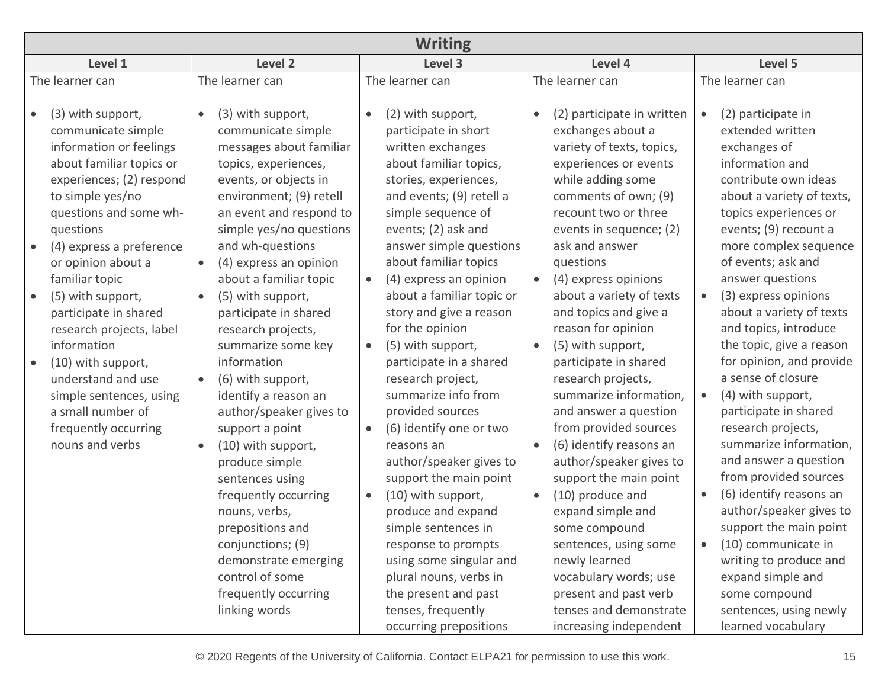| Writing | | | | |
|---|---|---|---|---|
| **Level 1** | **Level 2** | **Level 3** | **Level 4** | **Level 5** |
| The learner can<br><br>• (3) with support, communicate simple information or feelings about familiar topics or experiences; (2) respond to simple yes/no questions and some wh-questions<br>• (4) express a preference or opinion about a familiar topic<br>• (5) with support, participate in shared research projects, label information<br>• (10) with support, understand and use simple sentences, using a small number of frequently occurring nouns and verbs | The learner can<br><br>• (3) with support, communicate simple messages about familiar topics, experiences, events, or objects in environment; (9) retell an event and respond to simple yes/no questions and wh-questions<br>• (4) express an opinion about a familiar topic<br>• (5) with support, participate in shared research projects, summarize some key information<br>• (6) with support, identify a reason an author/speaker gives to support a point<br>• (10) with support, produce simple sentences using frequently occurring nouns, verbs, prepositions and conjunctions; (9) demonstrate emerging control of some frequently occurring linking words | The learner can<br><br>• (2) with support, participate in short written exchanges about familiar topics, stories, experiences, and events; (9) retell a simple sequence of events; (2) ask and answer simple questions about familiar topics<br>• (4) express an opinion about a familiar topic or story and give a reason for the opinion<br>• (5) with support, participate in a shared research project, summarize info from provided sources<br>• (6) identify one or two reasons an author/speaker gives to support the main point<br>• (10) with support, produce and expand simple sentences in response to prompts using some singular and plural nouns, verbs in the present and past tenses, frequently occurring prepositions | The learner can<br><br>• (2) participate in written exchanges about a variety of texts, topics, experiences or events while adding some comments of own; (9) recount two or three events in sequence; (2) ask and answer questions<br>• (4) express opinions about a variety of texts and topics and give a reason for opinion<br>• (5) with support, participate in shared research projects, summarize information, and answer a question from provided sources<br>• (6) identify reasons an author/speaker gives to support the main point<br>• (10) produce and expand simple and some compound sentences, using some newly learned vocabulary words; use present and past verb tenses and demonstrate increasing independent | The learner can<br><br>• (2) participate in extended written exchanges of information and contribute own ideas about a variety of texts, topics experiences or events; (9) recount a more complex sequence of events; ask and answer questions<br>• (3) express opinions about a variety of texts and topics, introduce the topic, give a reason for opinion, and provide a sense of closure<br>• (4) with support, participate in shared research projects, summarize information, and answer a question from provided sources<br>• (6) identify reasons an author/speaker gives to support the main point<br>• (10) communicate in writing to produce and expand simple and some compound sentences, using newly learned vocabulary |

© 2020 Regents of the University of California. Contact ELPA21 for permission to use this work.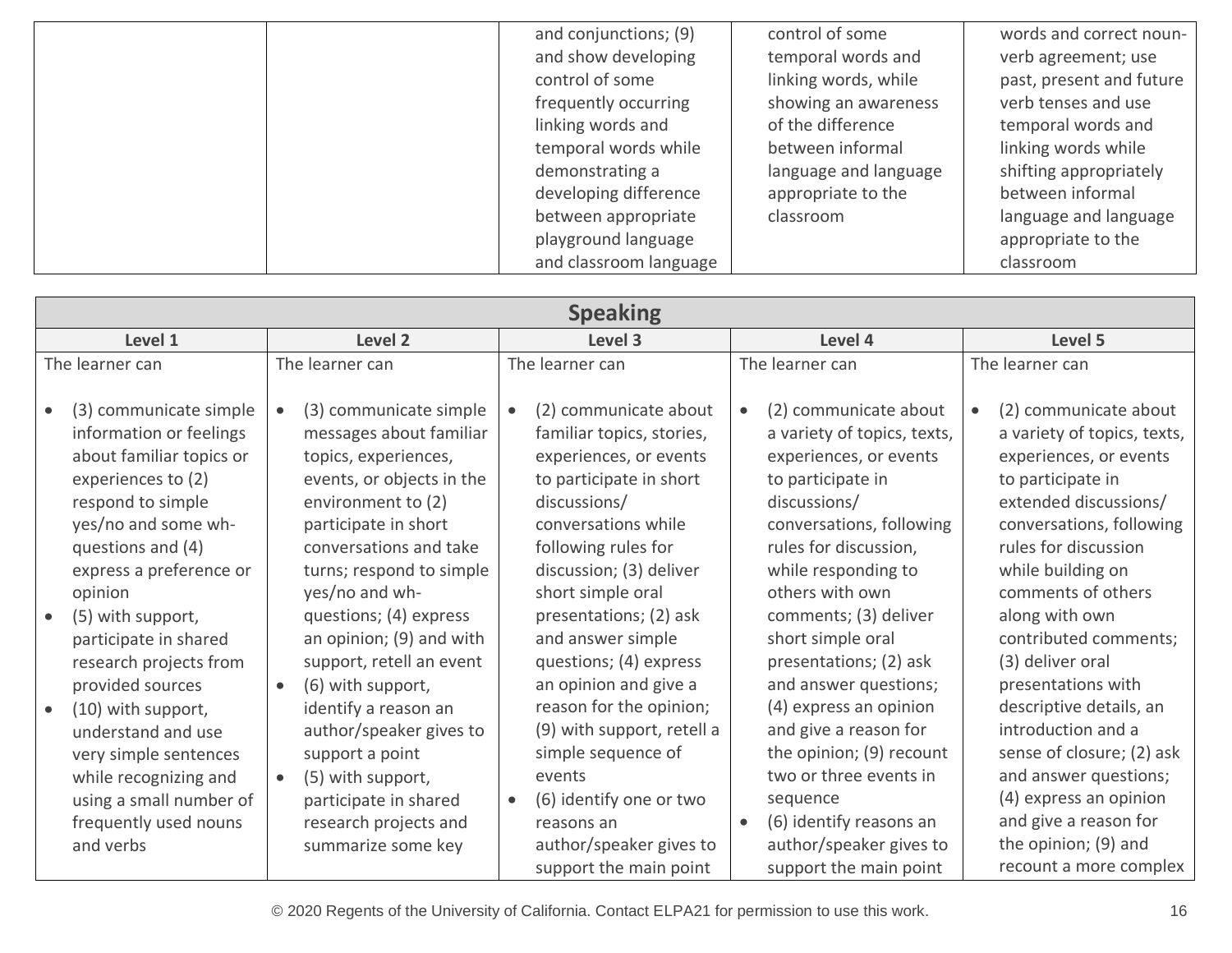| | | | | |
|---|---|---|---|---|
| | | and conjunctions; (9) and show developing control of some frequently occurring linking words and temporal words while demonstrating a developing difference between appropriate playground language and classroom language | control of some temporal words and linking words, while showing an awareness of the difference between informal language and language appropriate to the classroom | words and correct noun-verb agreement; use past, present and future verb tenses and use temporal words and linking words while shifting appropriately between informal language and language appropriate to the classroom |

| Speaking | | | | |
|---|---|---|---|---|
| **Level 1** | **Level 2** | **Level 3** | **Level 4** | **Level 5** |
| The learner can<br><br>• (3) communicate simple information or feelings about familiar topics or experiences to (2) respond to simple yes/no and some wh-questions and (4) express a preference or opinion<br>• (5) with support, participate in shared research projects from provided sources<br>• (10) with support, understand and use very simple sentences while recognizing and using a small number of frequently used nouns and verbs | The learner can<br><br>• (3) communicate simple messages about familiar topics, experiences, events, or objects in the environment to (2) participate in short conversations and take turns; respond to simple yes/no and wh-questions; (4) express an opinion; (9) and with support, retell an event<br>• (6) with support, identify a reason an author/speaker gives to support a point<br>• (5) with support, participate in shared research projects and summarize some key | The learner can<br><br>• (2) communicate about familiar topics, stories, experiences, or events to participate in short discussions/ conversations while following rules for discussion; (3) deliver short simple oral presentations; (2) ask and answer simple questions; (4) express an opinion and give a reason for the opinion; (9) with support, retell a simple sequence of events<br>• (6) identify one or two reasons an author/speaker gives to support the main point | The learner can<br><br>• (2) communicate about a variety of topics, texts, experiences, or events to participate in discussions/ conversations, following rules for discussion, while responding to others with own comments; (3) deliver short simple oral presentations; (2) ask and answer questions; (4) express an opinion and give a reason for the opinion; (9) recount two or three events in sequence<br>• (6) identify reasons an author/speaker gives to support the main point | The learner can<br><br>• (2) communicate about a variety of topics, texts, experiences, or events to participate in extended discussions/ conversations, following rules for discussion while building on comments of others along with own contributed comments; (3) deliver oral presentations with descriptive details, an introduction and a sense of closure; (2) ask and answer questions; (4) express an opinion and give a reason for the opinion; (9) and recount a more complex |

© 2020 Regents of the University of California. Contact ELPA21 for permission to use this work.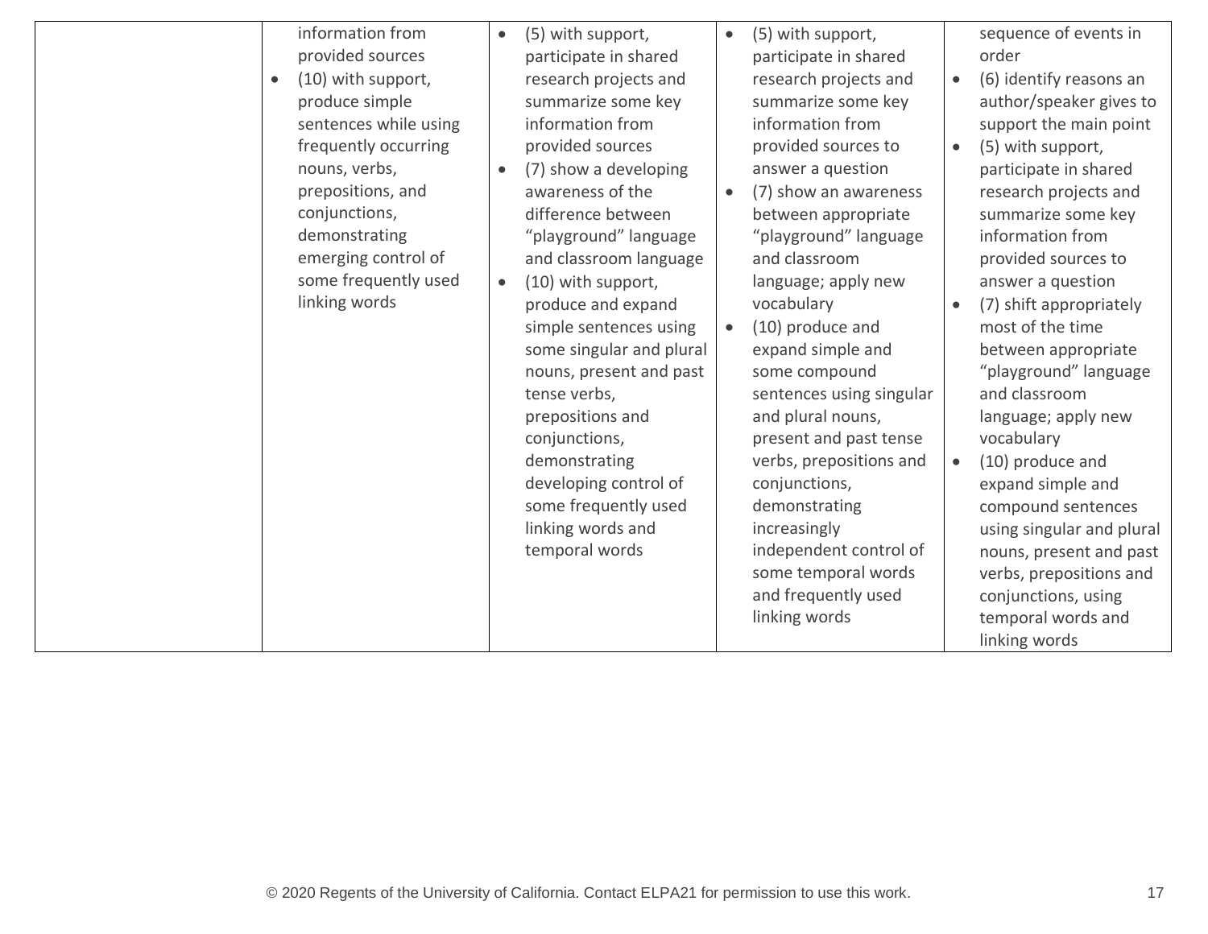| | | | | |
|---|---|---|---|---|
| | information from provided sources<br>• (10) with support, produce simple sentences while using frequently occurring nouns, verbs, prepositions, and conjunctions, demonstrating emerging control of some frequently used linking words | • (5) with support, participate in shared research projects and summarize some key information from provided sources<br>• (7) show a developing awareness of the difference between “playground” language and classroom language<br>• (10) with support, produce and expand simple sentences using some singular and plural nouns, present and past tense verbs, prepositions and conjunctions, demonstrating developing control of some frequently used linking words and temporal words | • (5) with support, participate in shared research projects and summarize some key information from provided sources to answer a question<br>• (7) show an awareness between appropriate “playground” language and classroom language; apply new vocabulary<br>• (10) produce and expand simple and some compound sentences using singular and plural nouns, present and past tense verbs, prepositions and conjunctions, demonstrating increasingly independent control of some temporal words and frequently used linking words | sequence of events in order<br>• (6) identify reasons an author/speaker gives to support the main point<br>• (5) with support, participate in shared research projects and summarize some key information from provided sources to answer a question<br>• (7) shift appropriately most of the time between appropriate “playground” language and classroom language; apply new vocabulary<br>• (10) produce and expand simple and compound sentences using singular and plural nouns, present and past verbs, prepositions and conjunctions, using temporal words and linking words |

© 2020 Regents of the University of California. Contact ELPA21 for permission to use this work.